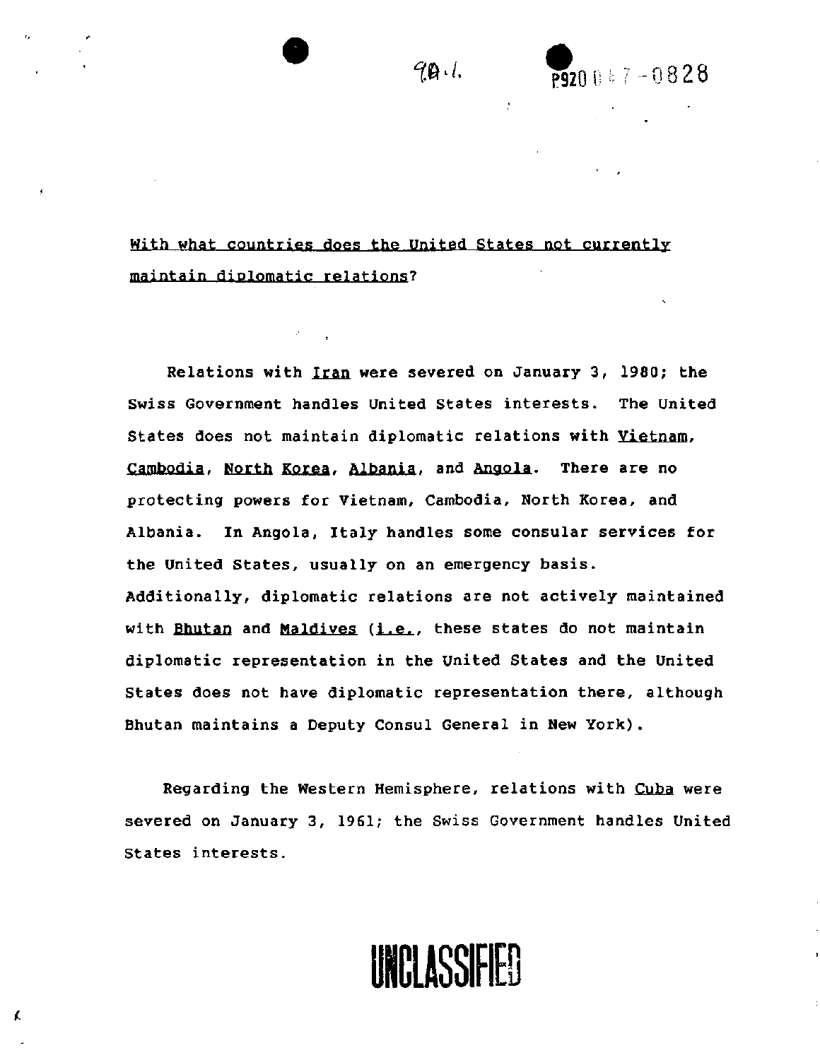9a.1. P920047-0828

<u>With what countries does the United States not currently maintain diplomatic relations</u>?

Relations with <u>Iran</u> were severed on January 3, 1980; the Swiss Government handles United States interests. The United States does not maintain diplomatic relations with <u>Vietnam</u>, <u>Cambodia</u>, <u>North Korea</u>, <u>Albania</u>, and <u>Angola</u>. There are no protecting powers for Vietnam, Cambodia, North Korea, and Albania. In Angola, Italy handles some consular services for the United States, usually on an emergency basis. Additionally, diplomatic relations are not actively maintained with <u>Bhutan</u> and <u>Maldives</u> (<u>i.e.</u>, these states do not maintain diplomatic representation in the United States and the United States does not have diplomatic representation there, although Bhutan maintains a Deputy Consul General in New York).

Regarding the Western Hemisphere, relations with <u>Cuba</u> were severed on January 3, 1961; the Swiss Government handles United States interests.

**UNCLASSIFIED**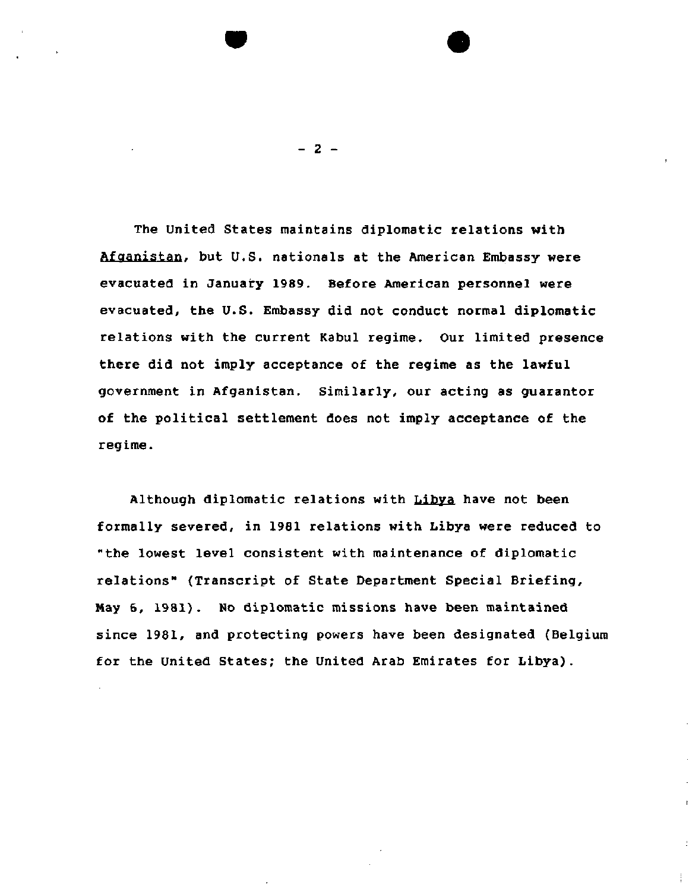The United States maintains diplomatic relations with <u>Afganistan</u>, but U.S. nationals at the American Embassy were evacuated in January 1989. Before American personnel were evacuated, the U.S. Embassy did not conduct normal diplomatic relations with the current Kabul regime. Our limited presence there did not imply acceptance of the regime as the lawful government in Afganistan. Similarly, our acting as guarantor of the political settlement does not imply acceptance of the regime.

Although diplomatic relations with <u>Libya</u> have not been formally severed, in 1981 relations with Libya were reduced to "the lowest level consistent with maintenance of diplomatic relations" (Transcript of State Department Special Briefing, May 6, 1981). No diplomatic missions have been maintained since 1981, and protecting powers have been designated (Belgium for the United States; the United Arab Emirates for Libya).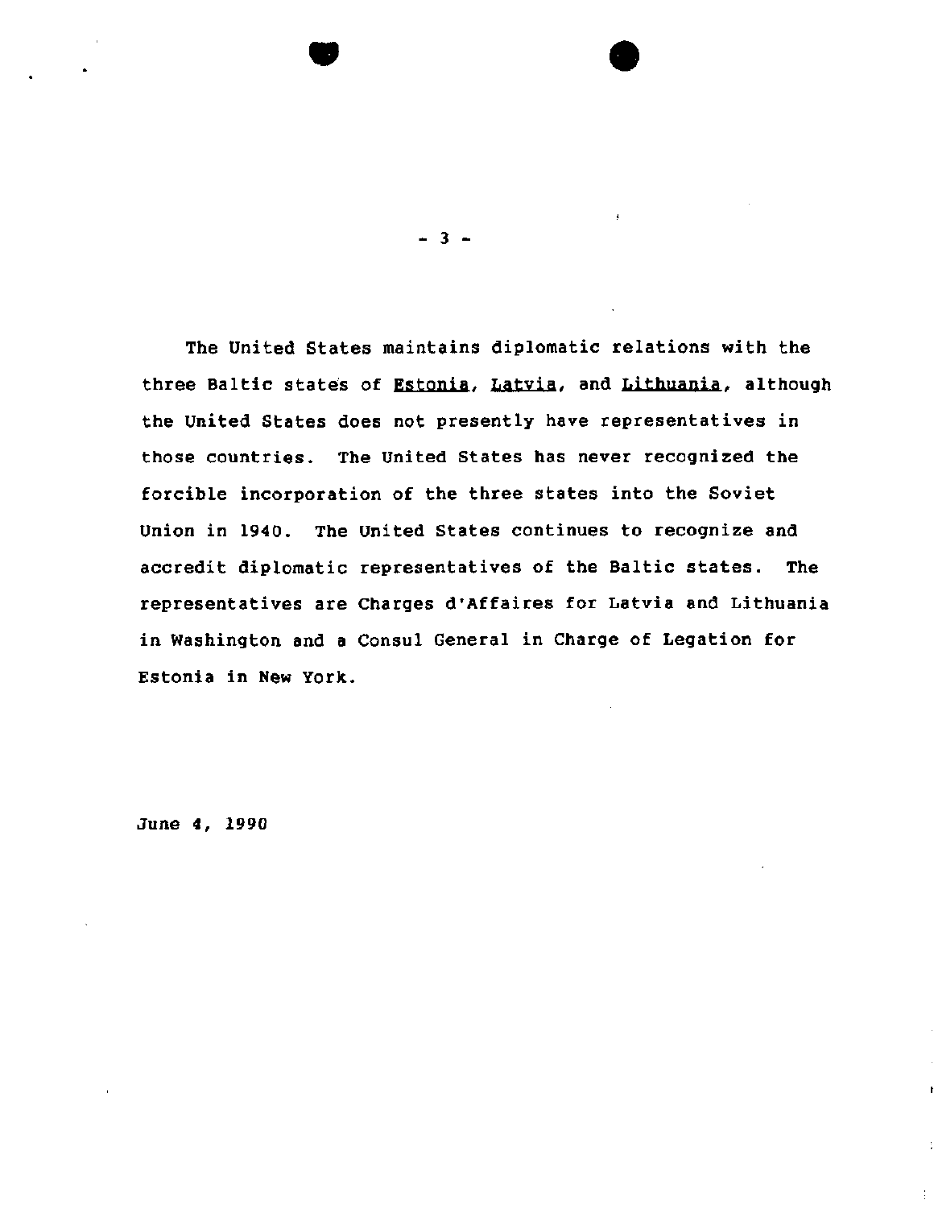The United States maintains diplomatic relations with the three Baltic states of Estonia, Latvia, and Lithuania, although the United States does not presently have representatives in those countries. The United States has never recognized the forcible incorporation of the three states into the Soviet Union in 1940. The United States continues to recognize and accredit diplomatic representatives of the Baltic states. The representatives are Charges d'Affaires for Latvia and Lithuania in Washington and a Consul General in Charge of Legation for Estonia in New York.

June 4, 1990